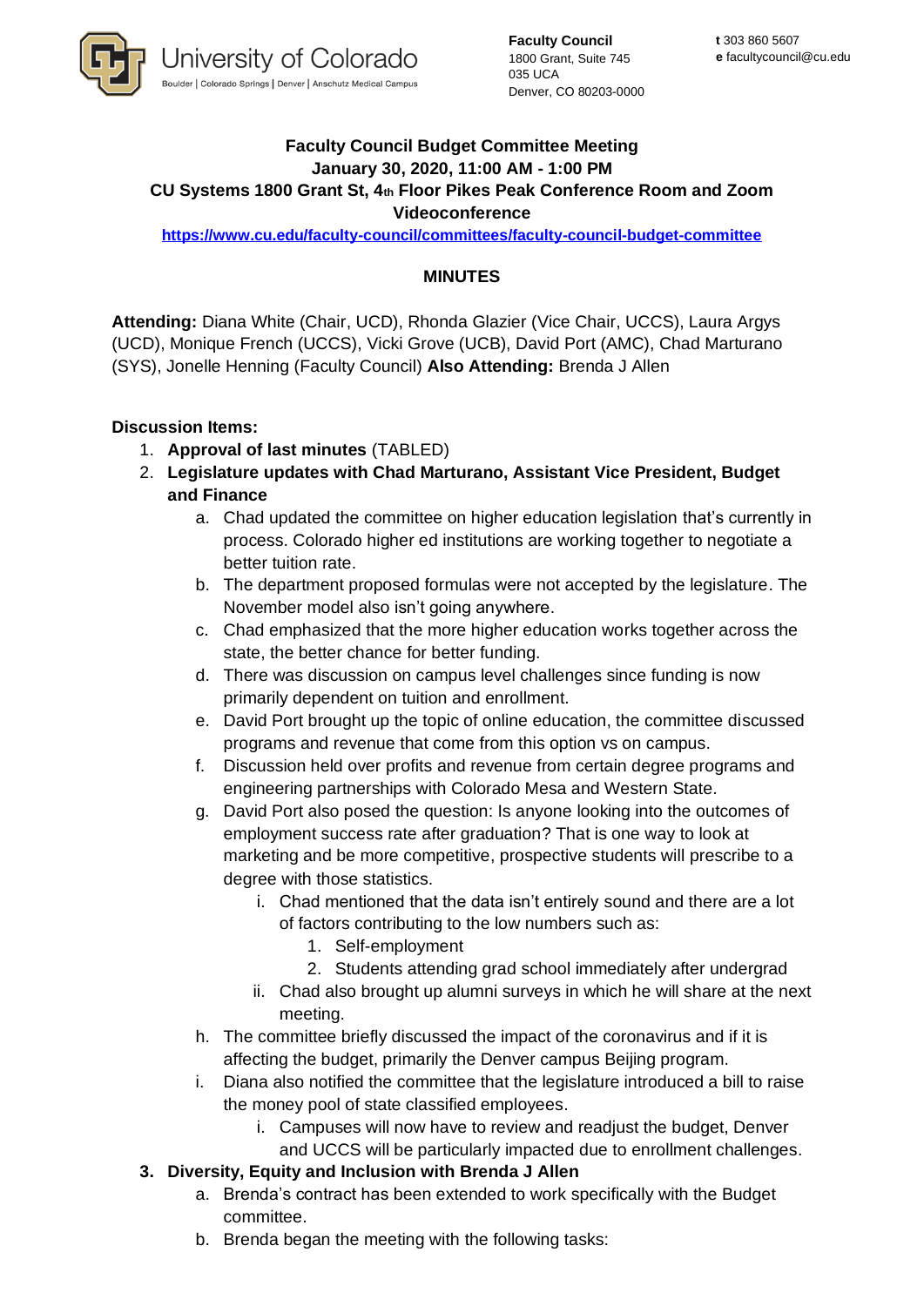University of Colorado
Boulder | Colorado Springs | Denver | Anschutz Medical Campus

**Faculty Council**
1800 Grant, Suite 745
035 UCA
Denver, CO 80203-0000

**t** 303 860 5607
**e** facultycouncil@cu.edu

**Faculty Council Budget Committee Meeting**
**January 30, 2020, 11:00 AM - 1:00 PM**
**CU Systems 1800 Grant St, 4th Floor Pikes Peak Conference Room and Zoom Videoconference**
https://www.cu.edu/faculty-council/committees/faculty-council-budget-committee

**MINUTES**

**Attending:** Diana White (Chair, UCD), Rhonda Glazier (Vice Chair, UCCS), Laura Argys (UCD), Monique French (UCCS), Vicki Grove (UCB), David Port (AMC), Chad Marturano (SYS), Jonelle Henning (Faculty Council) **Also Attending:** Brenda J Allen

**Discussion Items:**

1. **Approval of last minutes** (TABLED)
2. **Legislature updates with Chad Marturano, Assistant Vice President, Budget and Finance**
   a. Chad updated the committee on higher education legislation that's currently in process. Colorado higher ed institutions are working together to negotiate a better tuition rate.
   b. The department proposed formulas were not accepted by the legislature. The November model also isn't going anywhere.
   c. Chad emphasized that the more higher education works together across the state, the better chance for better funding.
   d. There was discussion on campus level challenges since funding is now primarily dependent on tuition and enrollment.
   e. David Port brought up the topic of online education, the committee discussed programs and revenue that come from this option vs on campus.
   f. Discussion held over profits and revenue from certain degree programs and engineering partnerships with Colorado Mesa and Western State.
   g. David Port also posed the question: Is anyone looking into the outcomes of employment success rate after graduation? That is one way to look at marketing and be more competitive, prospective students will prescribe to a degree with those statistics.
      i. Chad mentioned that the data isn't entirely sound and there are a lot of factors contributing to the low numbers such as:
         1. Self-employment
         2. Students attending grad school immediately after undergrad
      ii. Chad also brought up alumni surveys in which he will share at the next meeting.
   h. The committee briefly discussed the impact of the coronavirus and if it is affecting the budget, primarily the Denver campus Beijing program.
   i. Diana also notified the committee that the legislature introduced a bill to raise the money pool of state classified employees.
      i. Campuses will now have to review and readjust the budget, Denver and UCCS will be particularly impacted due to enrollment challenges.
3. **Diversity, Equity and Inclusion with Brenda J Allen**
   a. Brenda's contract has been extended to work specifically with the Budget committee.
   b. Brenda began the meeting with the following tasks: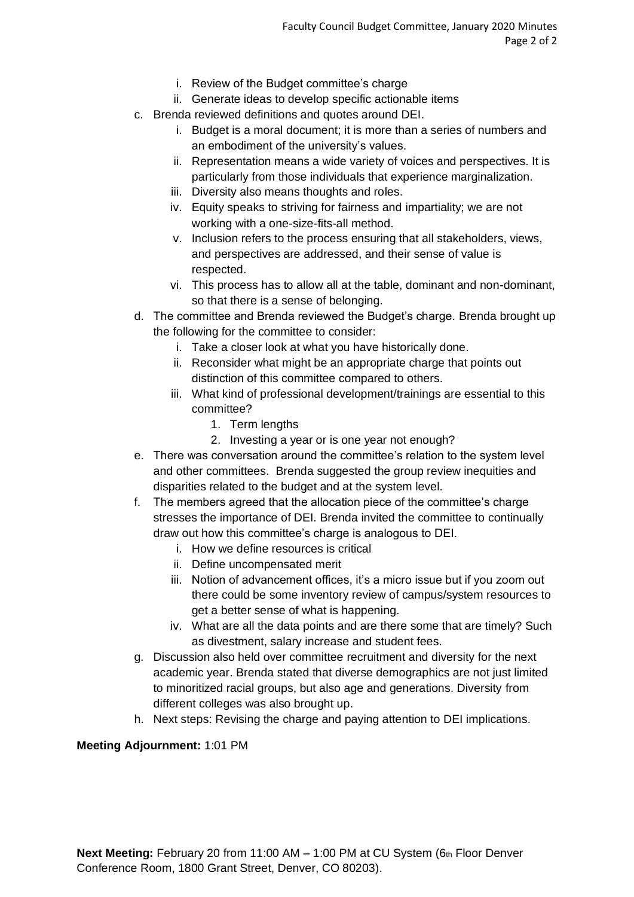i. Review of the Budget committee's charge
   ii. Generate ideas to develop specific actionable items

c. Brenda reviewed definitions and quotes around DEI.
   i. Budget is a moral document; it is more than a series of numbers and an embodiment of the university's values.
   ii. Representation means a wide variety of voices and perspectives. It is particularly from those individuals that experience marginalization.
   iii. Diversity also means thoughts and roles.
   iv. Equity speaks to striving for fairness and impartiality; we are not working with a one-size-fits-all method.
   v. Inclusion refers to the process ensuring that all stakeholders, views, and perspectives are addressed, and their sense of value is respected.
   vi. This process has to allow all at the table, dominant and non-dominant, so that there is a sense of belonging.

d. The committee and Brenda reviewed the Budget's charge. Brenda brought up the following for the committee to consider:
   i. Take a closer look at what you have historically done.
   ii. Reconsider what might be an appropriate charge that points out distinction of this committee compared to others.
   iii. What kind of professional development/trainings are essential to this committee?
      1. Term lengths
      2. Investing a year or is one year not enough?

e. There was conversation around the committee's relation to the system level and other committees. Brenda suggested the group review inequities and disparities related to the budget and at the system level.

f. The members agreed that the allocation piece of the committee's charge stresses the importance of DEI. Brenda invited the committee to continually draw out how this committee's charge is analogous to DEI.
   i. How we define resources is critical
   ii. Define uncompensated merit
   iii. Notion of advancement offices, it's a micro issue but if you zoom out there could be some inventory review of campus/system resources to get a better sense of what is happening.
   iv. What are all the data points and are there some that are timely? Such as divestment, salary increase and student fees.

g. Discussion also held over committee recruitment and diversity for the next academic year. Brenda stated that diverse demographics are not just limited to minoritized racial groups, but also age and generations. Diversity from different colleges was also brought up.

h. Next steps: Revising the charge and paying attention to DEI implications.

**Meeting Adjournment:** 1:01 PM

**Next Meeting:** February 20 from 11:00 AM – 1:00 PM at CU System (6th Floor Denver Conference Room, 1800 Grant Street, Denver, CO 80203).